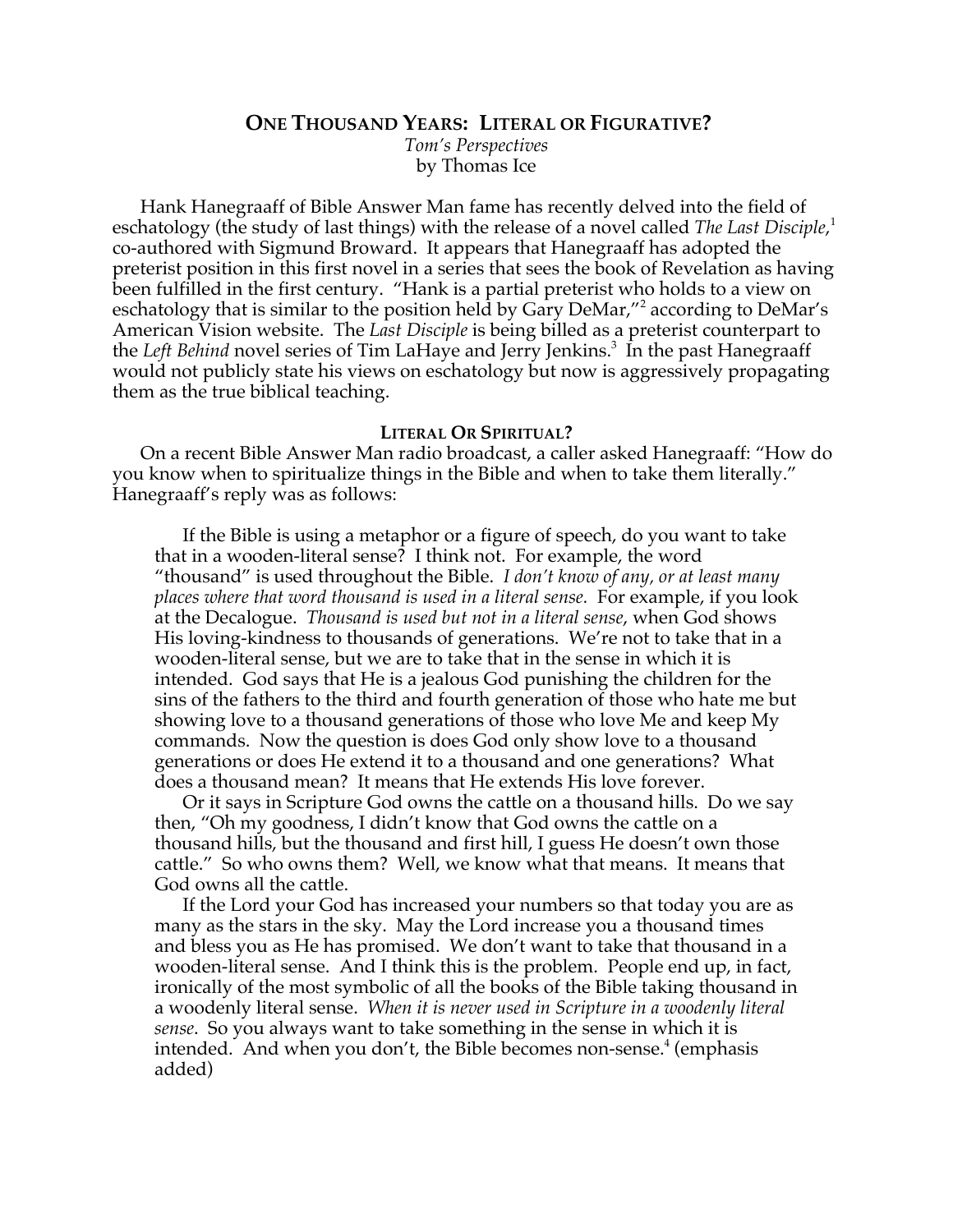# One Thousand Years: Literal or Figurative?

*Tom's Perspectives*
by Thomas Ice

Hank Hanegraaff of Bible Answer Man fame has recently delved into the field of eschatology (the study of last things) with the release of a novel called *The Last Disciple*,[1] co-authored with Sigmund Broward. It appears that Hanegraaff has adopted the preterist position in this first novel in a series that sees the book of Revelation as having been fulfilled in the first century. "Hank is a partial preterist who holds to a view on eschatology that is similar to the position held by Gary DeMar,"[2] according to DeMar's American Vision website. The *Last Disciple* is being billed as a preterist counterpart to the *Left Behind* novel series of Tim LaHaye and Jerry Jenkins.[3] In the past Hanegraaff would not publicly state his views on eschatology but now is aggressively propagating them as the true biblical teaching.

## Literal or Spiritual?

On a recent Bible Answer Man radio broadcast, a caller asked Hanegraaff: "How do you know when to spiritualize things in the Bible and when to take them literally." Hanegraaff's reply was as follows:

> If the Bible is using a metaphor or a figure of speech, do you want to take that in a wooden-literal sense? I think not. For example, the word "thousand" is used throughout the Bible. *I don't know of any, or at least many places where that word thousand is used in a literal sense.* For example, if you look at the Decalogue. *Thousand is used but not in a literal sense*, when God shows His loving-kindness to thousands of generations. We're not to take that in a wooden-literal sense, but we are to take that in the sense in which it is intended. God says that He is a jealous God punishing the children for the sins of the fathers to the third and fourth generation of those who hate me but showing love to a thousand generations of those who love Me and keep My commands. Now the question is does God only show love to a thousand generations or does He extend it to a thousand and one generations? What does a thousand mean? It means that He extends His love forever.
>
> Or it says in Scripture God owns the cattle on a thousand hills. Do we say then, "Oh my goodness, I didn't know that God owns the cattle on a thousand hills, but the thousand and first hill, I guess He doesn't own those cattle." So who owns them? Well, we know what that means. It means that God owns all the cattle.
>
> If the Lord your God has increased your numbers so that today you are as many as the stars in the sky. May the Lord increase you a thousand times and bless you as He has promised. We don't want to take that thousand in a wooden-literal sense. And I think this is the problem. People end up, in fact, ironically of the most symbolic of all the books of the Bible taking thousand in a woodenly literal sense. *When it is never used in Scripture in a woodenly literal sense*. So you always want to take something in the sense in which it is intended. And when you don't, the Bible becomes non-sense.[4] (emphasis added)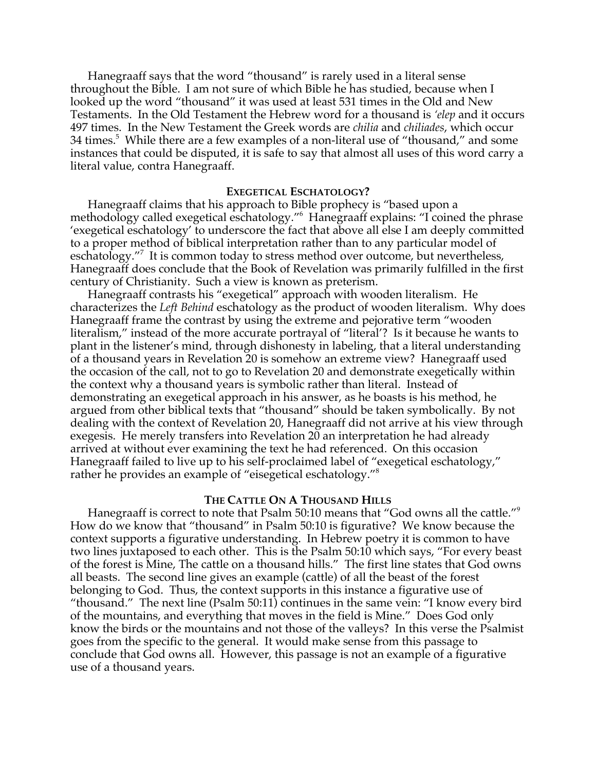Hanegraaff says that the word "thousand" is rarely used in a literal sense throughout the Bible. I am not sure of which Bible he has studied, because when I looked up the word "thousand" it was used at least 531 times in the Old and New Testaments. In the Old Testament the Hebrew word for a thousand is *'elep* and it occurs 497 times. In the New Testament the Greek words are *chilia* and *chiliades*, which occur 34 times.[5] While there are a few examples of a non-literal use of "thousand," and some instances that could be disputed, it is safe to say that almost all uses of this word carry a literal value, contra Hanegraaff.

### EXEGETICAL ESCHATOLOGY?

Hanegraaff claims that his approach to Bible prophecy is "based upon a methodology called exegetical eschatology."[6] Hanegraaff explains: "I coined the phrase 'exegetical eschatology' to underscore the fact that above all else I am deeply committed to a proper method of biblical interpretation rather than to any particular model of eschatology."[7] It is common today to stress method over outcome, but nevertheless, Hanegraaff does conclude that the Book of Revelation was primarily fulfilled in the first century of Christianity. Such a view is known as preterism.

Hanegraaff contrasts his "exegetical" approach with wooden literalism. He characterizes the *Left Behind* eschatology as the product of wooden literalism. Why does Hanegraaff frame the contrast by using the extreme and pejorative term "wooden literalism," instead of the more accurate portrayal of "literal'? Is it because he wants to plant in the listener's mind, through dishonesty in labeling, that a literal understanding of a thousand years in Revelation 20 is somehow an extreme view? Hanegraaff used the occasion of the call, not to go to Revelation 20 and demonstrate exegetically within the context why a thousand years is symbolic rather than literal. Instead of demonstrating an exegetical approach in his answer, as he boasts is his method, he argued from other biblical texts that "thousand" should be taken symbolically. By not dealing with the context of Revelation 20, Hanegraaff did not arrive at his view through exegesis. He merely transfers into Revelation 20 an interpretation he had already arrived at without ever examining the text he had referenced. On this occasion Hanegraaff failed to live up to his self-proclaimed label of "exegetical eschatology," rather he provides an example of "eisegetical eschatology."[8]

### THE CATTLE ON A THOUSAND HILLS

Hanegraaff is correct to note that Psalm 50:10 means that "God owns all the cattle."[9] How do we know that "thousand" in Psalm 50:10 is figurative? We know because the context supports a figurative understanding. In Hebrew poetry it is common to have two lines juxtaposed to each other. This is the Psalm 50:10 which says, "For every beast of the forest is Mine, The cattle on a thousand hills." The first line states that God owns all beasts. The second line gives an example (cattle) of all the beast of the forest belonging to God. Thus, the context supports in this instance a figurative use of "thousand." The next line (Psalm 50:11) continues in the same vein: "I know every bird of the mountains, and everything that moves in the field is Mine." Does God only know the birds or the mountains and not those of the valleys? In this verse the Psalmist goes from the specific to the general. It would make sense from this passage to conclude that God owns all. However, this passage is not an example of a figurative use of a thousand years.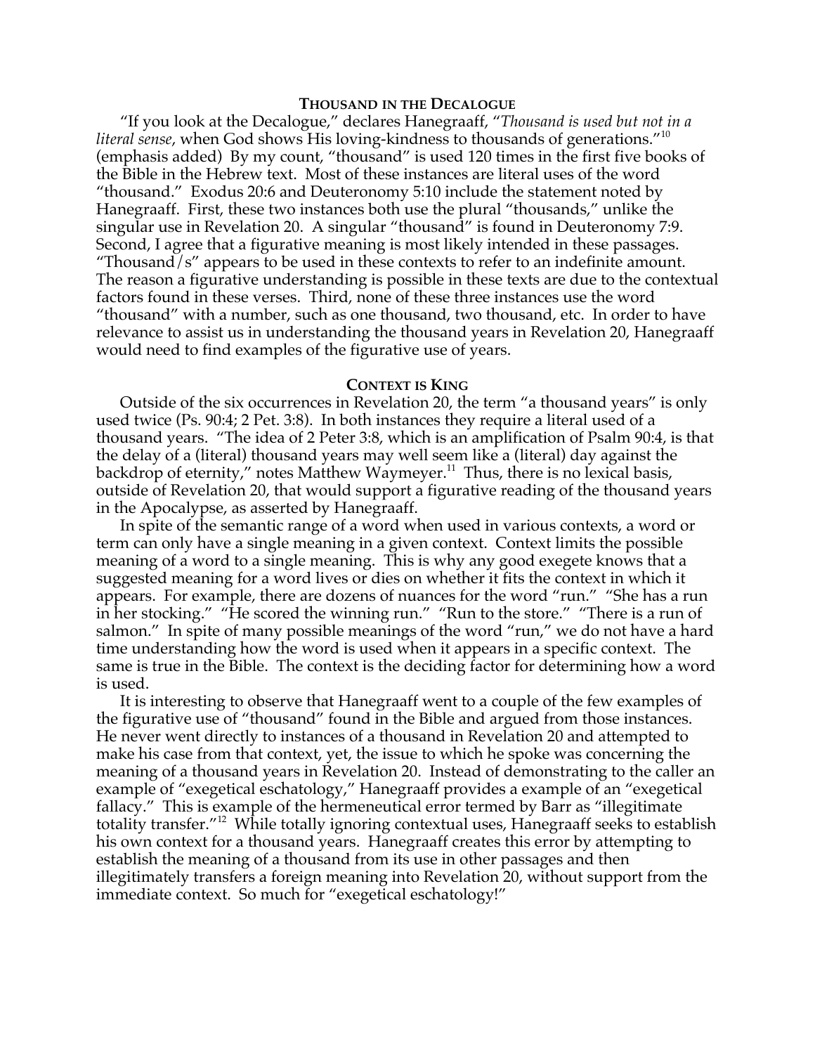## Thousand in the Decalogue

"If you look at the Decalogue," declares Hanegraaff, "*Thousand is used but not in a literal sense*, when God shows His loving-kindness to thousands of generations."[10] (emphasis added) By my count, "thousand" is used 120 times in the first five books of the Bible in the Hebrew text. Most of these instances are literal uses of the word "thousand." Exodus 20:6 and Deuteronomy 5:10 include the statement noted by Hanegraaff. First, these two instances both use the plural "thousands," unlike the singular use in Revelation 20. A singular "thousand" is found in Deuteronomy 7:9. Second, I agree that a figurative meaning is most likely intended in these passages. "Thousand/s" appears to be used in these contexts to refer to an indefinite amount. The reason a figurative understanding is possible in these texts are due to the contextual factors found in these verses. Third, none of these three instances use the word "thousand" with a number, such as one thousand, two thousand, etc. In order to have relevance to assist us in understanding the thousand years in Revelation 20, Hanegraaff would need to find examples of the figurative use of years.

## Context is King

Outside of the six occurrences in Revelation 20, the term "a thousand years" is only used twice (Ps. 90:4; 2 Pet. 3:8). In both instances they require a literal used of a thousand years. "The idea of 2 Peter 3:8, which is an amplification of Psalm 90:4, is that the delay of a (literal) thousand years may well seem like a (literal) day against the backdrop of eternity," notes Matthew Waymeyer.[11] Thus, there is no lexical basis, outside of Revelation 20, that would support a figurative reading of the thousand years in the Apocalypse, as asserted by Hanegraaff.

In spite of the semantic range of a word when used in various contexts, a word or term can only have a single meaning in a given context. Context limits the possible meaning of a word to a single meaning. This is why any good exegete knows that a suggested meaning for a word lives or dies on whether it fits the context in which it appears. For example, there are dozens of nuances for the word "run." "She has a run in her stocking." "He scored the winning run." "Run to the store." "There is a run of salmon." In spite of many possible meanings of the word "run," we do not have a hard time understanding how the word is used when it appears in a specific context. The same is true in the Bible. The context is the deciding factor for determining how a word is used.

It is interesting to observe that Hanegraaff went to a couple of the few examples of the figurative use of "thousand" found in the Bible and argued from those instances. He never went directly to instances of a thousand in Revelation 20 and attempted to make his case from that context, yet, the issue to which he spoke was concerning the meaning of a thousand years in Revelation 20. Instead of demonstrating to the caller an example of "exegetical eschatology," Hanegraaff provides a example of an "exegetical fallacy." This is example of the hermeneutical error termed by Barr as "illegitimate totality transfer."[12] While totally ignoring contextual uses, Hanegraaff seeks to establish his own context for a thousand years. Hanegraaff creates this error by attempting to establish the meaning of a thousand from its use in other passages and then illegitimately transfers a foreign meaning into Revelation 20, without support from the immediate context. So much for "exegetical eschatology!"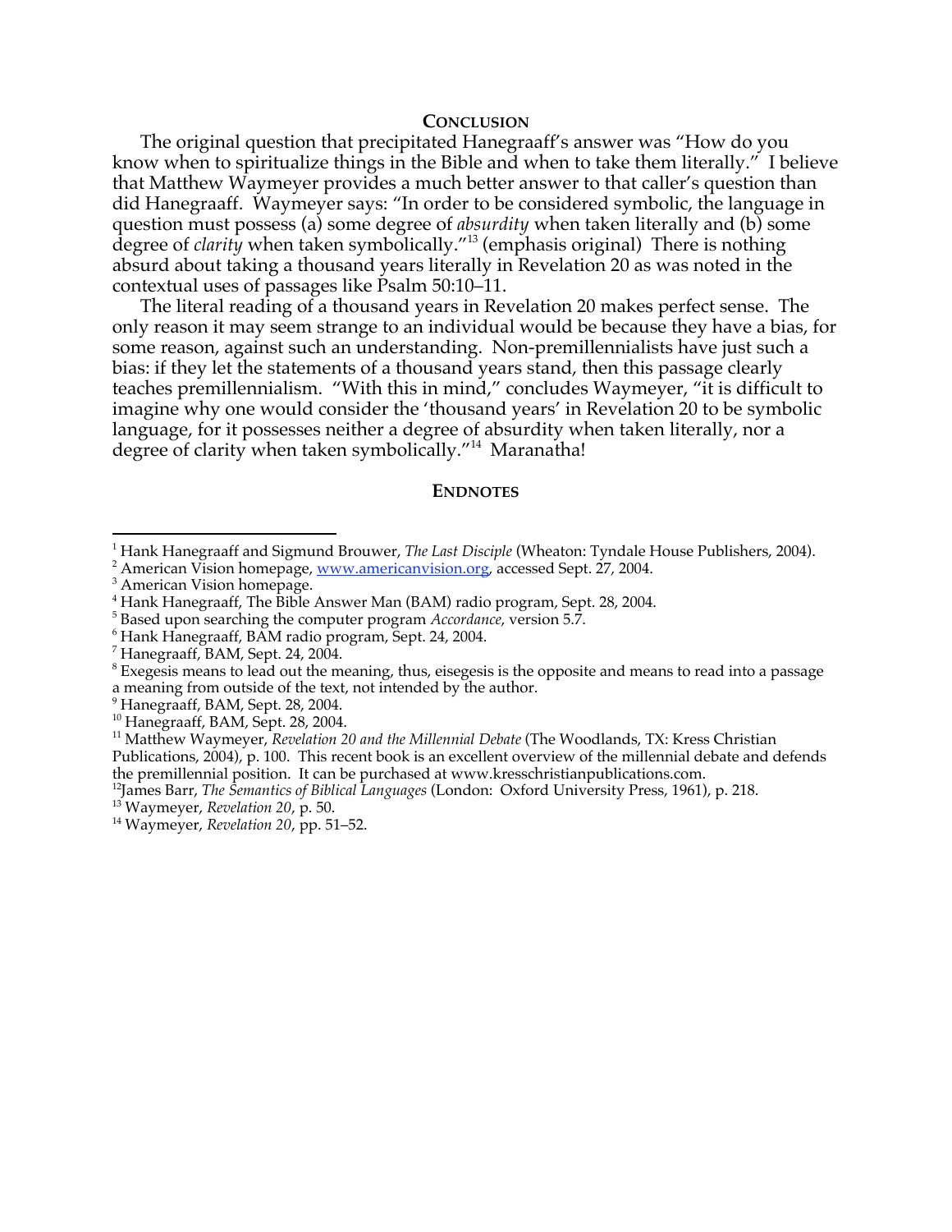## CONCLUSION

The original question that precipitated Hanegraaff's answer was "How do you know when to spiritualize things in the Bible and when to take them literally." I believe that Matthew Waymeyer provides a much better answer to that caller's question than did Hanegraaff. Waymeyer says: "In order to be considered symbolic, the language in question must possess (a) some degree of *absurdity* when taken literally and (b) some degree of *clarity* when taken symbolically."[13] (emphasis original) There is nothing absurd about taking a thousand years literally in Revelation 20 as was noted in the contextual uses of passages like Psalm 50:10–11.

The literal reading of a thousand years in Revelation 20 makes perfect sense. The only reason it may seem strange to an individual would be because they have a bias, for some reason, against such an understanding. Non-premillennialists have just such a bias: if they let the statements of a thousand years stand, then this passage clearly teaches premillennialism. "With this in mind," concludes Waymeyer, "it is difficult to imagine why one would consider the 'thousand years' in Revelation 20 to be symbolic language, for it possesses neither a degree of absurdity when taken literally, nor a degree of clarity when taken symbolically."[14] Maranatha!

## ENDNOTES

[1] Hank Hanegraaff and Sigmund Brouwer, *The Last Disciple* (Wheaton: Tyndale House Publishers, 2004).

[2] American Vision homepage, www.americanvision.org, accessed Sept. 27, 2004.

[3] American Vision homepage.

[4] Hank Hanegraaff, The Bible Answer Man (BAM) radio program, Sept. 28, 2004.

[5] Based upon searching the computer program *Accordance*, version 5.7.

[6] Hank Hanegraaff, BAM radio program, Sept. 24, 2004.

[7] Hanegraaff, BAM, Sept. 24, 2004.

[8] Exegesis means to lead out the meaning, thus, eisegesis is the opposite and means to read into a passage a meaning from outside of the text, not intended by the author.

[9] Hanegraaff, BAM, Sept. 28, 2004.

[10] Hanegraaff, BAM, Sept. 28, 2004.

[11] Matthew Waymeyer, *Revelation 20 and the Millennial Debate* (The Woodlands, TX: Kress Christian Publications, 2004), p. 100. This recent book is an excellent overview of the millennial debate and defends the premillennial position. It can be purchased at www.kresschristianpublications.com.

[12] James Barr, *The Semantics of Biblical Languages* (London: Oxford University Press, 1961), p. 218.

[13] Waymeyer, *Revelation 20*, p. 50.

[14] Waymeyer, *Revelation 20*, pp. 51–52.